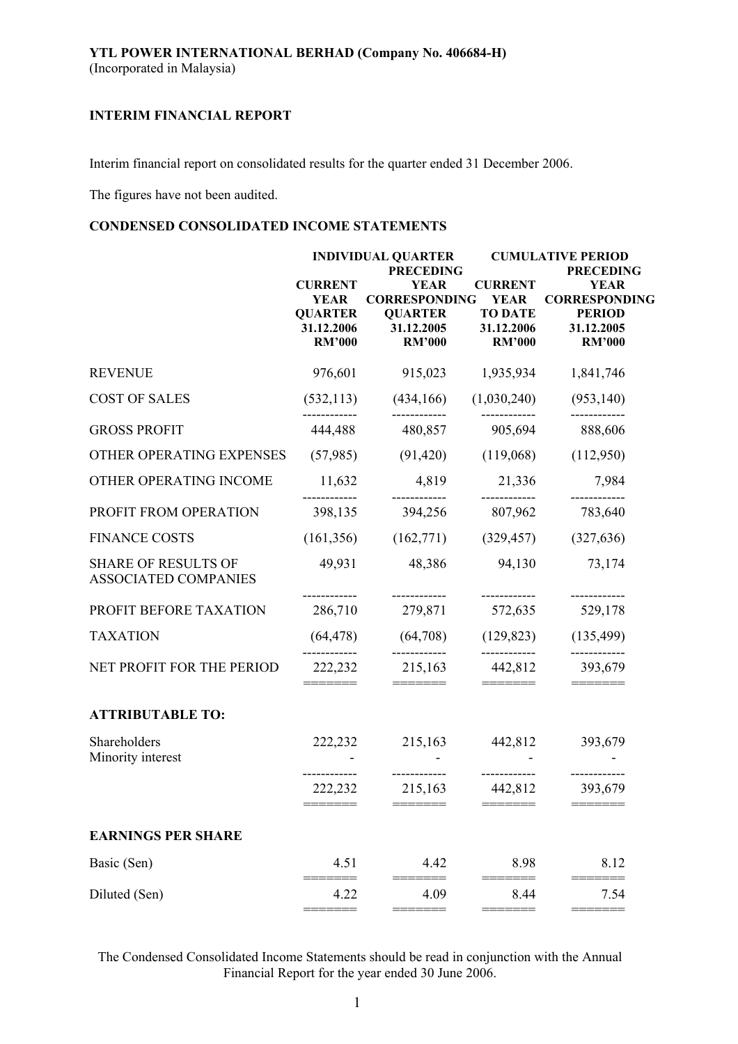**YTL POWER INTERNATIONAL BERHAD (Company No. 406684-H)**
(Incorporated in Malaysia)

**INTERIM FINANCIAL REPORT**

Interim financial report on consolidated results for the quarter ended 31 December 2006.

The figures have not been audited.

**CONDENSED CONSOLIDATED INCOME STATEMENTS**

| | INDIVIDUAL QUARTER | | CUMULATIVE PERIOD | |
|---|---|---|---|---|
| | CURRENT YEAR QUARTER 31.12.2006 RM'000 | PRECEDING YEAR CORRESPONDING QUARTER 31.12.2005 RM'000 | CURRENT YEAR TO DATE 31.12.2006 RM'000 | PRECEDING YEAR CORRESPONDING PERIOD 31.12.2005 RM'000 |
| REVENUE | 976,601 | 915,023 | 1,935,934 | 1,841,746 |
| COST OF SALES | (532,113) | (434,166) | (1,030,240) | (953,140) |
| GROSS PROFIT | 444,488 | 480,857 | 905,694 | 888,606 |
| OTHER OPERATING EXPENSES | (57,985) | (91,420) | (119,068) | (112,950) |
| OTHER OPERATING INCOME | 11,632 | 4,819 | 21,336 | 7,984 |
| PROFIT FROM OPERATION | 398,135 | 394,256 | 807,962 | 783,640 |
| FINANCE COSTS | (161,356) | (162,771) | (329,457) | (327,636) |
| SHARE OF RESULTS OF ASSOCIATED COMPANIES | 49,931 | 48,386 | 94,130 | 73,174 |
| PROFIT BEFORE TAXATION | 286,710 | 279,871 | 572,635 | 529,178 |
| TAXATION | (64,478) | (64,708) | (129,823) | (135,499) |
| NET PROFIT FOR THE PERIOD | 222,232 | 215,163 | 442,812 | 393,679 |
| **ATTRIBUTABLE TO:** | | | | |
| Shareholders | 222,232 | 215,163 | 442,812 | 393,679 |
| Minority interest | - | - | - | - |
| | 222,232 | 215,163 | 442,812 | 393,679 |
| **EARNINGS PER SHARE** | | | | |
| Basic (Sen) | 4.51 | 4.42 | 8.98 | 8.12 |
| Diluted (Sen) | 4.22 | 4.09 | 8.44 | 7.54 |

The Condensed Consolidated Income Statements should be read in conjunction with the Annual Financial Report for the year ended 30 June 2006.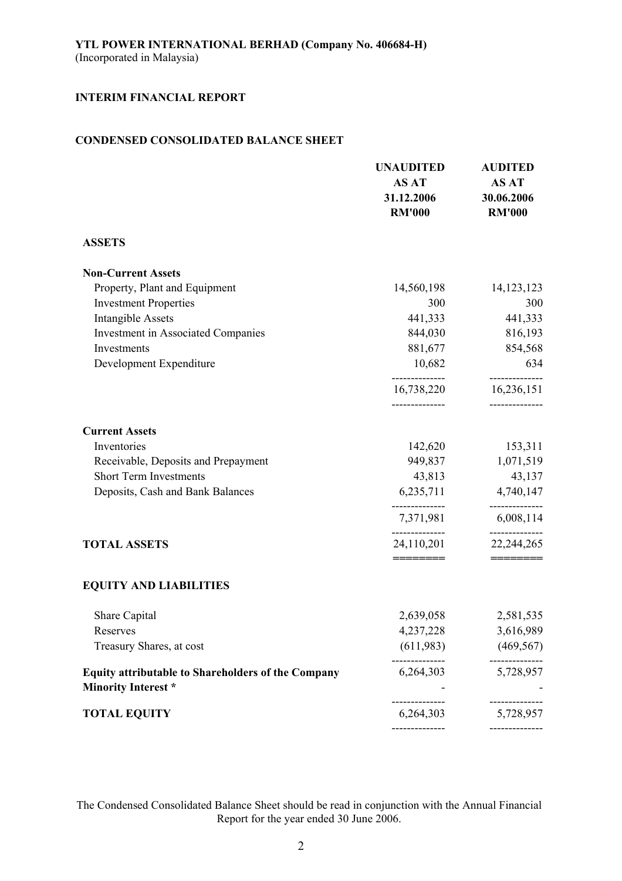**YTL POWER INTERNATIONAL BERHAD (Company No. 406684-H)**
(Incorporated in Malaysia)

**INTERIM FINANCIAL REPORT**

**CONDENSED CONSOLIDATED BALANCE SHEET**

| | **UNAUDITED AS AT 31.12.2006 RM'000** | **AUDITED AS AT 30.06.2006 RM'000** |
|---|---|---|
| **ASSETS** | | |
| **Non-Current Assets** | | |
| Property, Plant and Equipment | 14,560,198 | 14,123,123 |
| Investment Properties | 300 | 300 |
| Intangible Assets | 441,333 | 441,333 |
| Investment in Associated Companies | 844,030 | 816,193 |
| Investments | 881,677 | 854,568 |
| Development Expenditure | 10,682 | 634 |
| | 16,738,220 | 16,236,151 |
| **Current Assets** | | |
| Inventories | 142,620 | 153,311 |
| Receivable, Deposits and Prepayment | 949,837 | 1,071,519 |
| Short Term Investments | 43,813 | 43,137 |
| Deposits, Cash and Bank Balances | 6,235,711 | 4,740,147 |
| | 7,371,981 | 6,008,114 |
| **TOTAL ASSETS** | 24,110,201 | 22,244,265 |
| **EQUITY AND LIABILITIES** | | |
| Share Capital | 2,639,058 | 2,581,535 |
| Reserves | 4,237,228 | 3,616,989 |
| Treasury Shares, at cost | (611,983) | (469,567) |
| **Equity attributable to Shareholders of the Company** | 6,264,303 | 5,728,957 |
| **Minority Interest *** | - | - |
| **TOTAL EQUITY** | 6,264,303 | 5,728,957 |

The Condensed Consolidated Balance Sheet should be read in conjunction with the Annual Financial Report for the year ended 30 June 2006.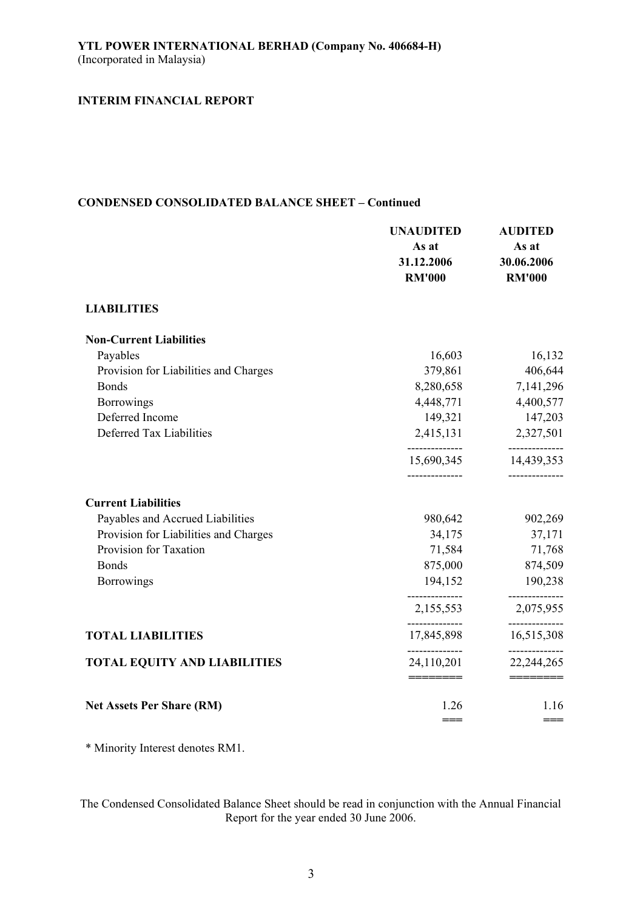**YTL POWER INTERNATIONAL BERHAD (Company No. 406684-H)**
(Incorporated in Malaysia)

**INTERIM FINANCIAL REPORT**

## CONDENSED CONSOLIDATED BALANCE SHEET – Continued

| | UNAUDITED As at 31.12.2006 RM'000 | AUDITED As at 30.06.2006 RM'000 |
|---|---|---|
| **LIABILITIES** | | |
| **Non-Current Liabilities** | | |
| Payables | 16,603 | 16,132 |
| Provision for Liabilities and Charges | 379,861 | 406,644 |
| Bonds | 8,280,658 | 7,141,296 |
| Borrowings | 4,448,771 | 4,400,577 |
| Deferred Income | 149,321 | 147,203 |
| Deferred Tax Liabilities | 2,415,131 | 2,327,501 |
| | 15,690,345 | 14,439,353 |
| **Current Liabilities** | | |
| Payables and Accrued Liabilities | 980,642 | 902,269 |
| Provision for Liabilities and Charges | 34,175 | 37,171 |
| Provision for Taxation | 71,584 | 71,768 |
| Bonds | 875,000 | 874,509 |
| Borrowings | 194,152 | 190,238 |
| | 2,155,553 | 2,075,955 |
| **TOTAL LIABILITIES** | 17,845,898 | 16,515,308 |
| **TOTAL EQUITY AND LIABILITIES** | 24,110,201 | 22,244,265 |
| **Net Assets Per Share (RM)** | 1.26 | 1.16 |

* Minority Interest denotes RM1.

The Condensed Consolidated Balance Sheet should be read in conjunction with the Annual Financial Report for the year ended 30 June 2006.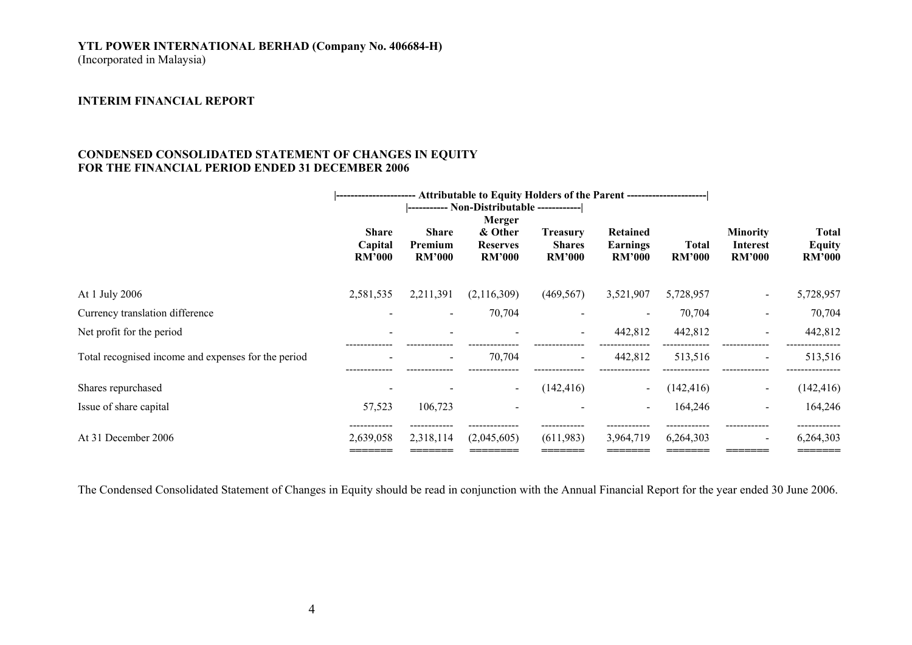**YTL POWER INTERNATIONAL BERHAD (Company No. 406684-H)**
(Incorporated in Malaysia)

**INTERIM FINANCIAL REPORT**

**CONDENSED CONSOLIDATED STATEMENT OF CHANGES IN EQUITY**
**FOR THE FINANCIAL PERIOD ENDED 31 DECEMBER 2006**

| | Attributable to Equity Holders of the Parent | | | | | | | |
|---|---|---|---|---|---|---|---|---|
| | | Non-Distributable | | | | | | |
| | **Share Capital RM'000** | **Share Premium RM'000** | **Merger & Other Reserves RM'000** | **Treasury Shares RM'000** | **Retained Earnings RM'000** | **Total RM'000** | **Minority Interest RM'000** | **Total Equity RM'000** |
| At 1 July 2006 | 2,581,535 | 2,211,391 | (2,116,309) | (469,567) | 3,521,907 | 5,728,957 | - | 5,728,957 |
| Currency translation difference | - | - | 70,704 | - | - | 70,704 | - | 70,704 |
| Net profit for the period | - | - | - | - | 442,812 | 442,812 | - | 442,812 |
| Total recognised income and expenses for the period | - | - | 70,704 | - | 442,812 | 513,516 | - | 513,516 |
| Shares repurchased | - | - | - | (142,416) | - | (142,416) | - | (142,416) |
| Issue of share capital | 57,523 | 106,723 | - | - | - | 164,246 | - | 164,246 |
| At 31 December 2006 | 2,639,058 | 2,318,114 | (2,045,605) | (611,983) | 3,964,719 | 6,264,303 | - | 6,264,303 |

The Condensed Consolidated Statement of Changes in Equity should be read in conjunction with the Annual Financial Report for the year ended 30 June 2006.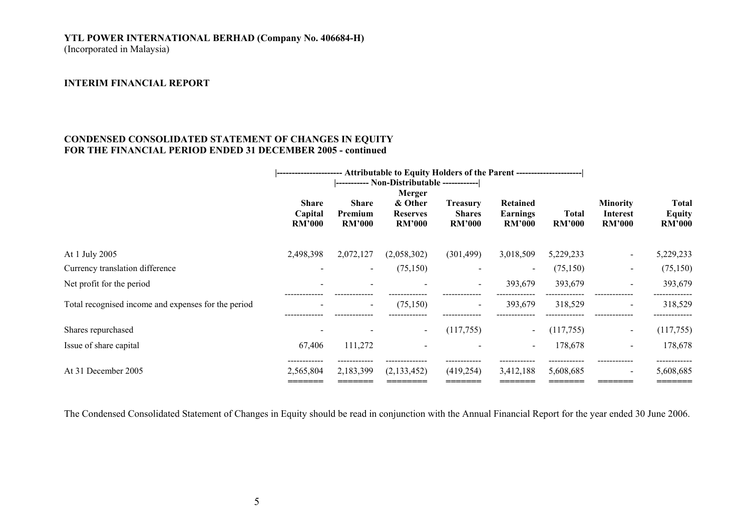**YTL POWER INTERNATIONAL BERHAD (Company No. 406684-H)**
(Incorporated in Malaysia)

**INTERIM FINANCIAL REPORT**

**CONDENSED CONSOLIDATED STATEMENT OF CHANGES IN EQUITY**
**FOR THE FINANCIAL PERIOD ENDED 31 DECEMBER 2005 - continued**

| | Attributable to Equity Holders of the Parent | | | | | | | |
|---|---|---|---|---|---|---|---|---|
| | | Non-Distributable | | | | | | |
| | Share Capital RM'000 | Share Premium RM'000 | Merger & Other Reserves RM'000 | Treasury Shares RM'000 | Retained Earnings RM'000 | Total RM'000 | Minority Interest RM'000 | Total Equity RM'000 |
| At 1 July 2005 | 2,498,398 | 2,072,127 | (2,058,302) | (301,499) | 3,018,509 | 5,229,233 | - | 5,229,233 |
| Currency translation difference | - | - | (75,150) | - | - | (75,150) | - | (75,150) |
| Net profit for the period | - | - | - | - | 393,679 | 393,679 | - | 393,679 |
| Total recognised income and expenses for the period | - | - | (75,150) | - | 393,679 | 318,529 | - | 318,529 |
| Shares repurchased | - | - | - | (117,755) | - | (117,755) | - | (117,755) |
| Issue of share capital | 67,406 | 111,272 | - | - | - | 178,678 | - | 178,678 |
| At 31 December 2005 | 2,565,804 | 2,183,399 | (2,133,452) | (419,254) | 3,412,188 | 5,608,685 | - | 5,608,685 |

The Condensed Consolidated Statement of Changes in Equity should be read in conjunction with the Annual Financial Report for the year ended 30 June 2006.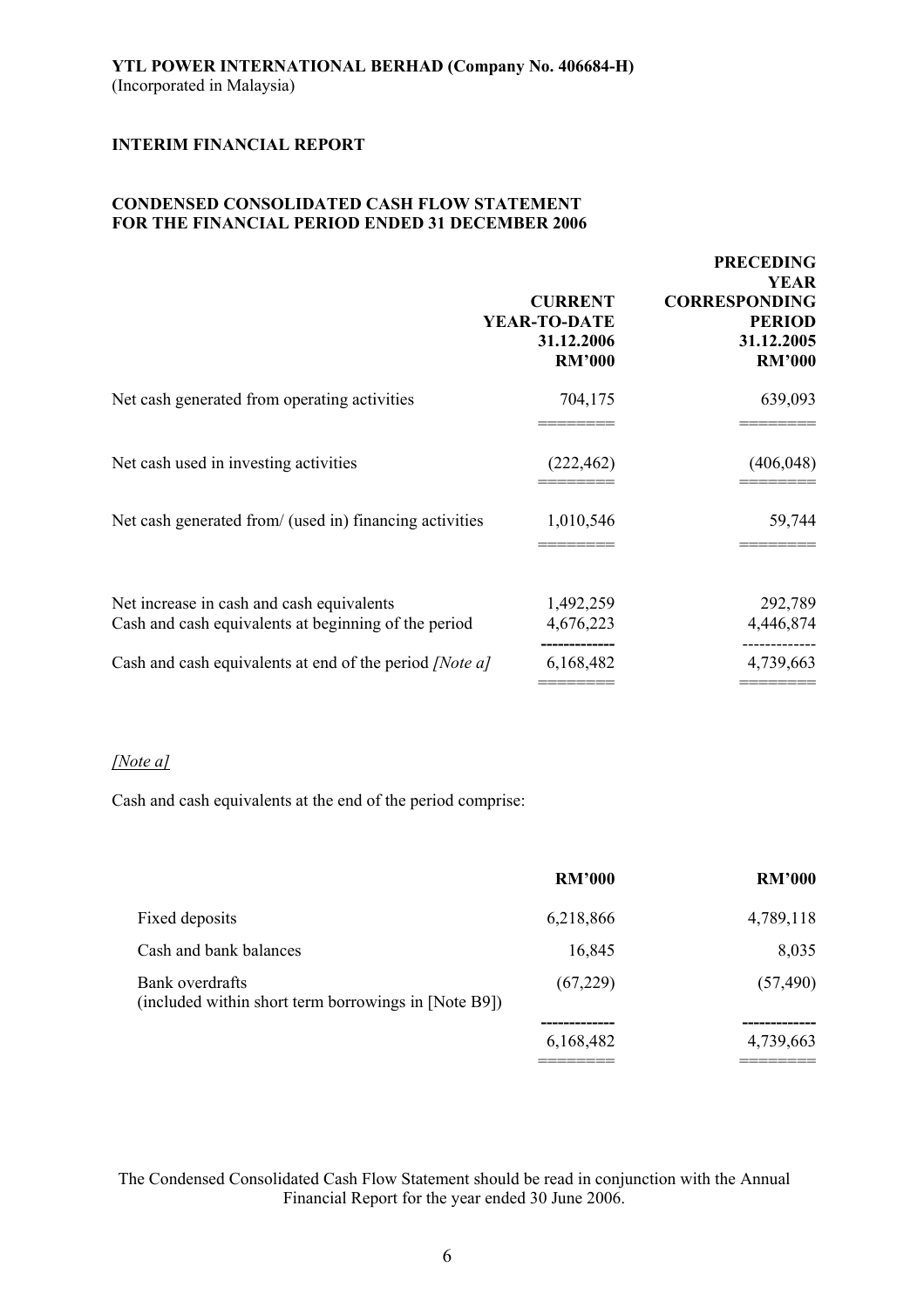**YTL POWER INTERNATIONAL BERHAD (Company No. 406684-H)**
(Incorporated in Malaysia)

**INTERIM FINANCIAL REPORT**

**CONDENSED CONSOLIDATED CASH FLOW STATEMENT**
**FOR THE FINANCIAL PERIOD ENDED 31 DECEMBER 2006**

| | CURRENT YEAR-TO-DATE 31.12.2006 RM'000 | PRECEDING YEAR CORRESPONDING PERIOD 31.12.2005 RM'000 |
|---|---|---|
| Net cash generated from operating activities | 704,175 | 639,093 |
| Net cash used in investing activities | (222,462) | (406,048) |
| Net cash generated from/ (used in) financing activities | 1,010,546 | 59,744 |
| Net increase in cash and cash equivalents | 1,492,259 | 292,789 |
| Cash and cash equivalents at beginning of the period | 4,676,223 | 4,446,874 |
| Cash and cash equivalents at end of the period *[Note a]* | 6,168,482 | 4,739,663 |

*[Note a]*

Cash and cash equivalents at the end of the period comprise:

| | RM'000 | RM'000 |
|---|---|---|
| Fixed deposits | 6,218,866 | 4,789,118 |
| Cash and bank balances | 16,845 | 8,035 |
| Bank overdrafts (included within short term borrowings in [Note B9]) | (67,229) | (57,490) |
| | 6,168,482 | 4,739,663 |

The Condensed Consolidated Cash Flow Statement should be read in conjunction with the Annual Financial Report for the year ended 30 June 2006.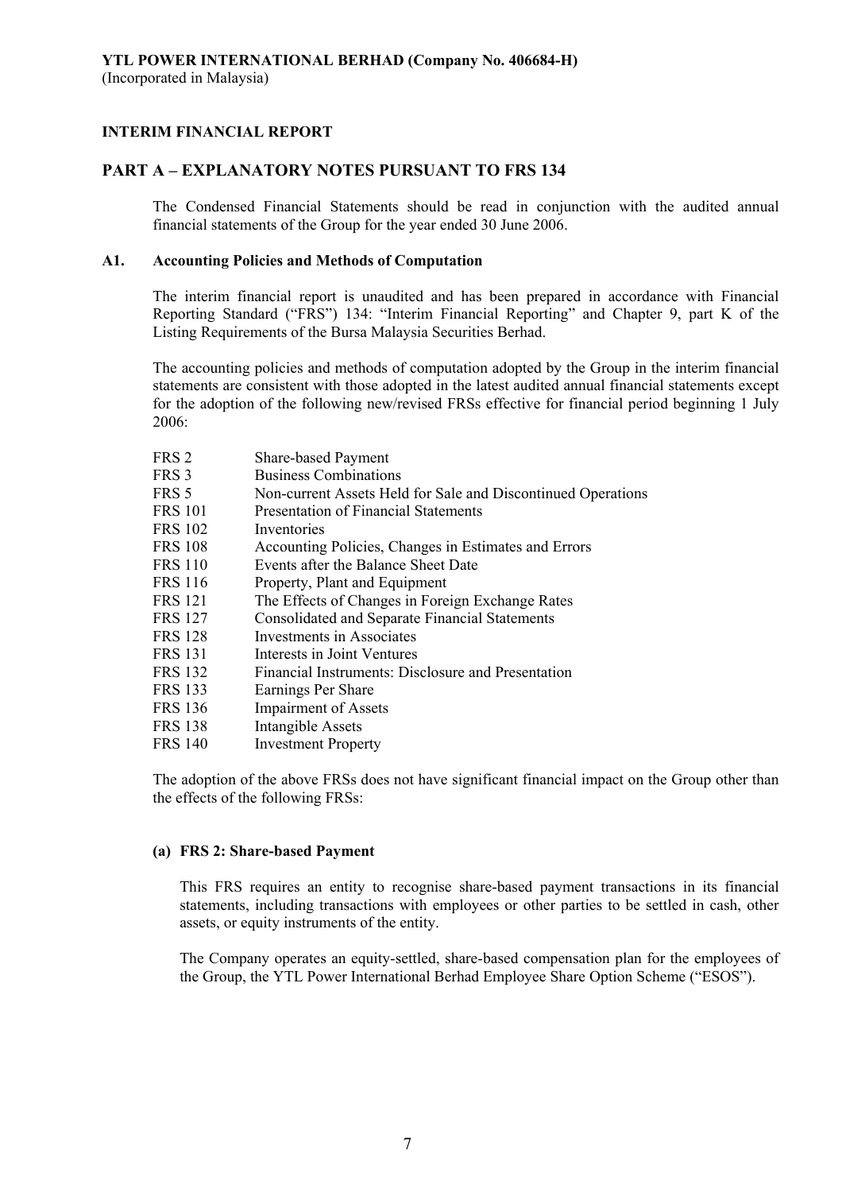**YTL POWER INTERNATIONAL BERHAD (Company No. 406684-H)**
(Incorporated in Malaysia)

**INTERIM FINANCIAL REPORT**

## PART A – EXPLANATORY NOTES PURSUANT TO FRS 134

The Condensed Financial Statements should be read in conjunction with the audited annual financial statements of the Group for the year ended 30 June 2006.

### A1. Accounting Policies and Methods of Computation

The interim financial report is unaudited and has been prepared in accordance with Financial Reporting Standard ("FRS") 134: "Interim Financial Reporting" and Chapter 9, part K of the Listing Requirements of the Bursa Malaysia Securities Berhad.

The accounting policies and methods of computation adopted by the Group in the interim financial statements are consistent with those adopted in the latest audited annual financial statements except for the adoption of the following new/revised FRSs effective for financial period beginning 1 July 2006:

| | |
|---|---|
| FRS 2 | Share-based Payment |
| FRS 3 | Business Combinations |
| FRS 5 | Non-current Assets Held for Sale and Discontinued Operations |
| FRS 101 | Presentation of Financial Statements |
| FRS 102 | Inventories |
| FRS 108 | Accounting Policies, Changes in Estimates and Errors |
| FRS 110 | Events after the Balance Sheet Date |
| FRS 116 | Property, Plant and Equipment |
| FRS 121 | The Effects of Changes in Foreign Exchange Rates |
| FRS 127 | Consolidated and Separate Financial Statements |
| FRS 128 | Investments in Associates |
| FRS 131 | Interests in Joint Ventures |
| FRS 132 | Financial Instruments: Disclosure and Presentation |
| FRS 133 | Earnings Per Share |
| FRS 136 | Impairment of Assets |
| FRS 138 | Intangible Assets |
| FRS 140 | Investment Property |

The adoption of the above FRSs does not have significant financial impact on the Group other than the effects of the following FRSs:

**(a) FRS 2: Share-based Payment**

This FRS requires an entity to recognise share-based payment transactions in its financial statements, including transactions with employees or other parties to be settled in cash, other assets, or equity instruments of the entity.

The Company operates an equity-settled, share-based compensation plan for the employees of the Group, the YTL Power International Berhad Employee Share Option Scheme ("ESOS").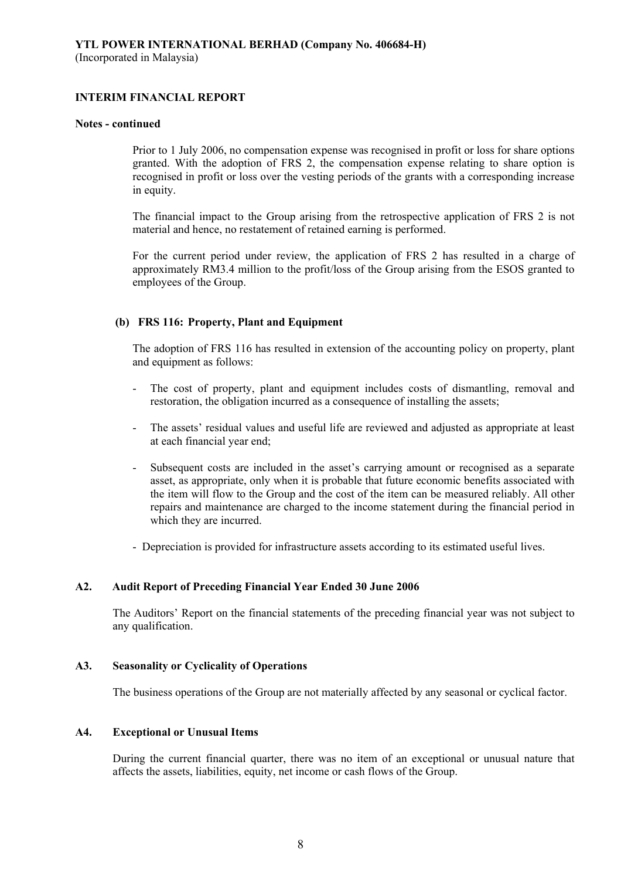**Notes - continued**

Prior to 1 July 2006, no compensation expense was recognised in profit or loss for share options granted. With the adoption of FRS 2, the compensation expense relating to share option is recognised in profit or loss over the vesting periods of the grants with a corresponding increase in equity.

The financial impact to the Group arising from the retrospective application of FRS 2 is not material and hence, no restatement of retained earning is performed.

For the current period under review, the application of FRS 2 has resulted in a charge of approximately RM3.4 million to the profit/loss of the Group arising from the ESOS granted to employees of the Group.

**(b) FRS 116: Property, Plant and Equipment**

The adoption of FRS 116 has resulted in extension of the accounting policy on property, plant and equipment as follows:

- The cost of property, plant and equipment includes costs of dismantling, removal and restoration, the obligation incurred as a consequence of installing the assets;
- The assets' residual values and useful life are reviewed and adjusted as appropriate at least at each financial year end;
- Subsequent costs are included in the asset's carrying amount or recognised as a separate asset, as appropriate, only when it is probable that future economic benefits associated with the item will flow to the Group and the cost of the item can be measured reliably. All other repairs and maintenance are charged to the income statement during the financial period in which they are incurred.
- Depreciation is provided for infrastructure assets according to its estimated useful lives.

**A2. Audit Report of Preceding Financial Year Ended 30 June 2006**

The Auditors' Report on the financial statements of the preceding financial year was not subject to any qualification.

**A3. Seasonality or Cyclicality of Operations**

The business operations of the Group are not materially affected by any seasonal or cyclical factor.

**A4. Exceptional or Unusual Items**

During the current financial quarter, there was no item of an exceptional or unusual nature that affects the assets, liabilities, equity, net income or cash flows of the Group.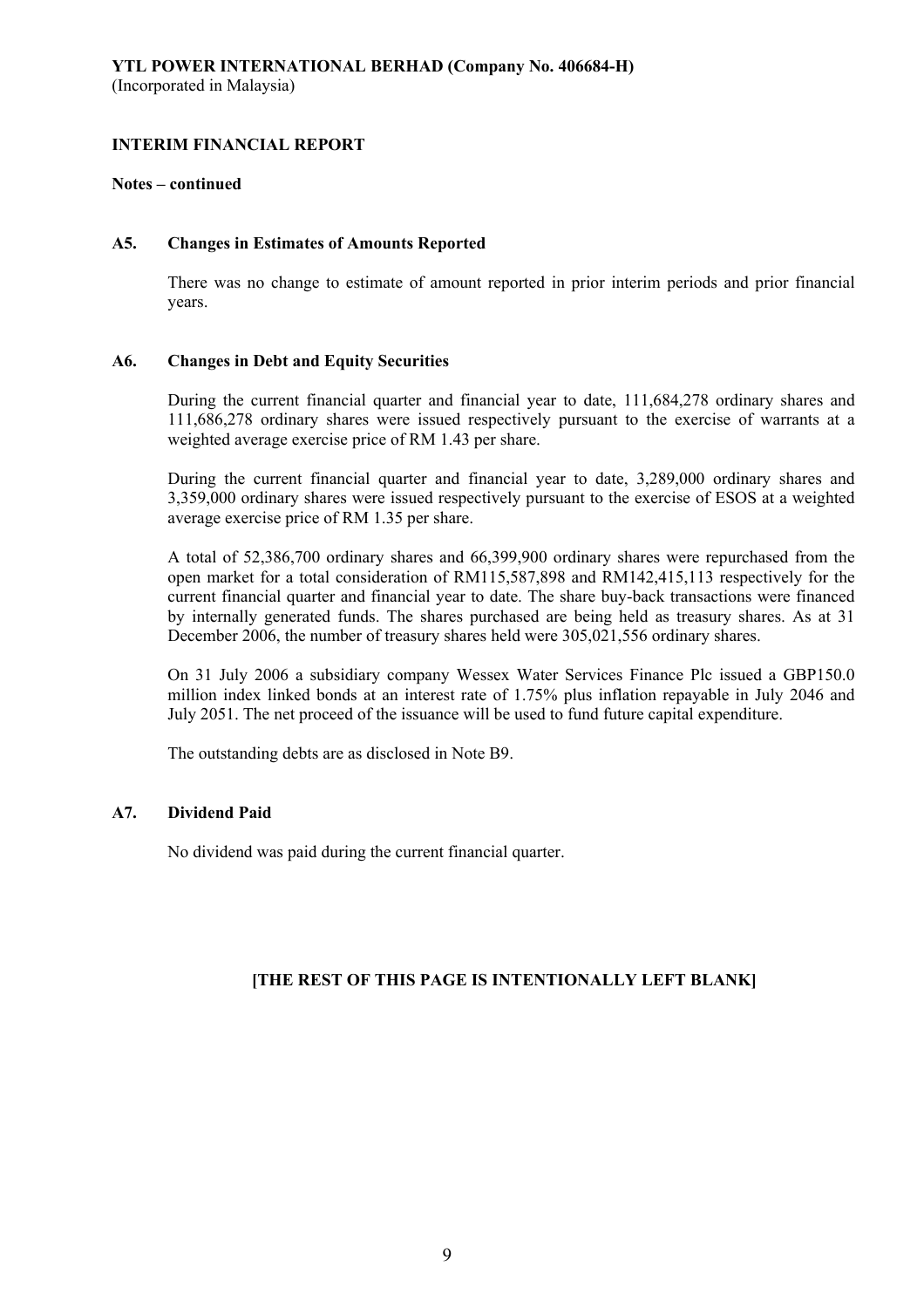**YTL POWER INTERNATIONAL BERHAD (Company No. 406684-H)**
(Incorporated in Malaysia)

**INTERIM FINANCIAL REPORT**

**Notes – continued**

**A5. Changes in Estimates of Amounts Reported**

There was no change to estimate of amount reported in prior interim periods and prior financial years.

**A6. Changes in Debt and Equity Securities**

During the current financial quarter and financial year to date, 111,684,278 ordinary shares and 111,686,278 ordinary shares were issued respectively pursuant to the exercise of warrants at a weighted average exercise price of RM 1.43 per share.

During the current financial quarter and financial year to date, 3,289,000 ordinary shares and 3,359,000 ordinary shares were issued respectively pursuant to the exercise of ESOS at a weighted average exercise price of RM 1.35 per share.

A total of 52,386,700 ordinary shares and 66,399,900 ordinary shares were repurchased from the open market for a total consideration of RM115,587,898 and RM142,415,113 respectively for the current financial quarter and financial year to date. The share buy-back transactions were financed by internally generated funds. The shares purchased are being held as treasury shares. As at 31 December 2006, the number of treasury shares held were 305,021,556 ordinary shares.

On 31 July 2006 a subsidiary company Wessex Water Services Finance Plc issued a GBP150.0 million index linked bonds at an interest rate of 1.75% plus inflation repayable in July 2046 and July 2051. The net proceed of the issuance will be used to fund future capital expenditure.

The outstanding debts are as disclosed in Note B9.

**A7. Dividend Paid**

No dividend was paid during the current financial quarter.

**[THE REST OF THIS PAGE IS INTENTIONALLY LEFT BLANK]**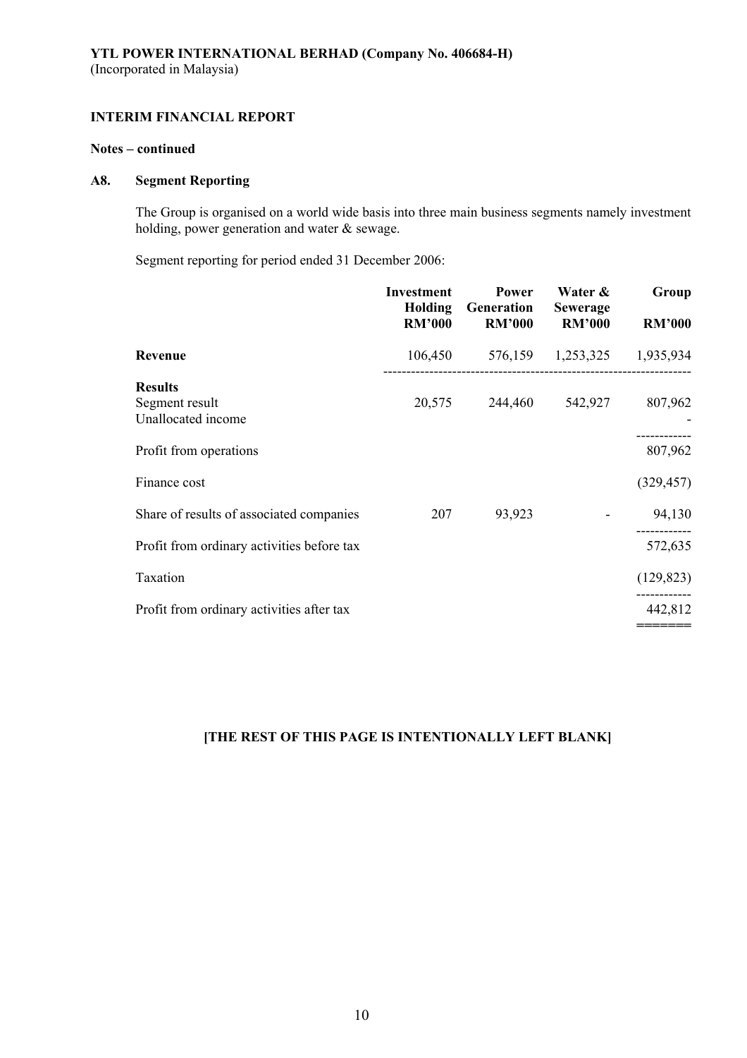**YTL POWER INTERNATIONAL BERHAD (Company No. 406684-H)**
(Incorporated in Malaysia)

**INTERIM FINANCIAL REPORT**

**Notes – continued**

**A8. Segment Reporting**

The Group is organised on a world wide basis into three main business segments namely investment holding, power generation and water & sewage.

Segment reporting for period ended 31 December 2006:

| | Investment Holding RM'000 | Power Generation RM'000 | Water & Sewerage RM'000 | Group RM'000 |
|---|---|---|---|---|
| **Revenue** | 106,450 | 576,159 | 1,253,325 | 1,935,934 |
| **Results** | | | | |
| Segment result | 20,575 | 244,460 | 542,927 | 807,962 |
| Unallocated income | | | | - |
| Profit from operations | | | | 807,962 |
| Finance cost | | | | (329,457) |
| Share of results of associated companies | 207 | 93,923 | - | 94,130 |
| Profit from ordinary activities before tax | | | | 572,635 |
| Taxation | | | | (129,823) |
| Profit from ordinary activities after tax | | | | 442,812 |

**[THE REST OF THIS PAGE IS INTENTIONALLY LEFT BLANK]**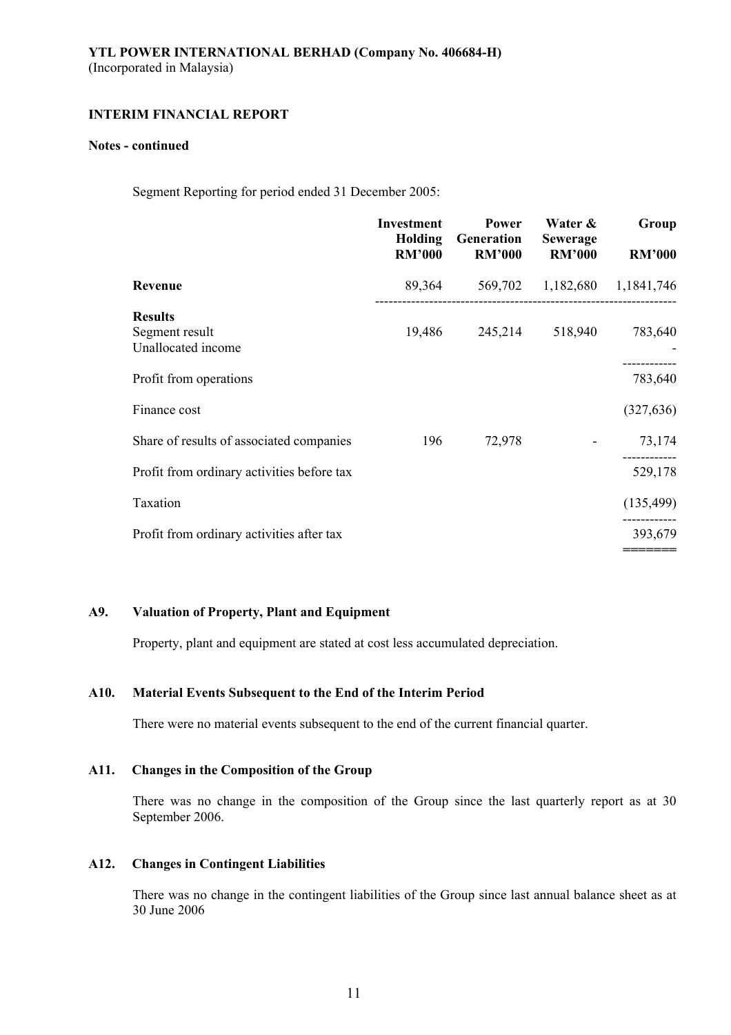**YTL POWER INTERNATIONAL BERHAD (Company No. 406684-H)**
(Incorporated in Malaysia)

**INTERIM FINANCIAL REPORT**

**Notes - continued**

Segment Reporting for period ended 31 December 2005:

| | Investment Holding RM'000 | Power Generation RM'000 | Water & Sewerage RM'000 | Group RM'000 |
|---|---|---|---|---|
| **Revenue** | 89,364 | 569,702 | 1,182,680 | 1,1841,746 |
| **Results** | | | | |
| Segment result | 19,486 | 245,214 | 518,940 | 783,640 |
| Unallocated income | | | | - |
| Profit from operations | | | | 783,640 |
| Finance cost | | | | (327,636) |
| Share of results of associated companies | 196 | 72,978 | - | 73,174 |
| Profit from ordinary activities before tax | | | | 529,178 |
| Taxation | | | | (135,499) |
| Profit from ordinary activities after tax | | | | 393,679 |

## A9. Valuation of Property, Plant and Equipment

Property, plant and equipment are stated at cost less accumulated depreciation.

## A10. Material Events Subsequent to the End of the Interim Period

There were no material events subsequent to the end of the current financial quarter.

## A11. Changes in the Composition of the Group

There was no change in the composition of the Group since the last quarterly report as at 30 September 2006.

## A12. Changes in Contingent Liabilities

There was no change in the contingent liabilities of the Group since last annual balance sheet as at 30 June 2006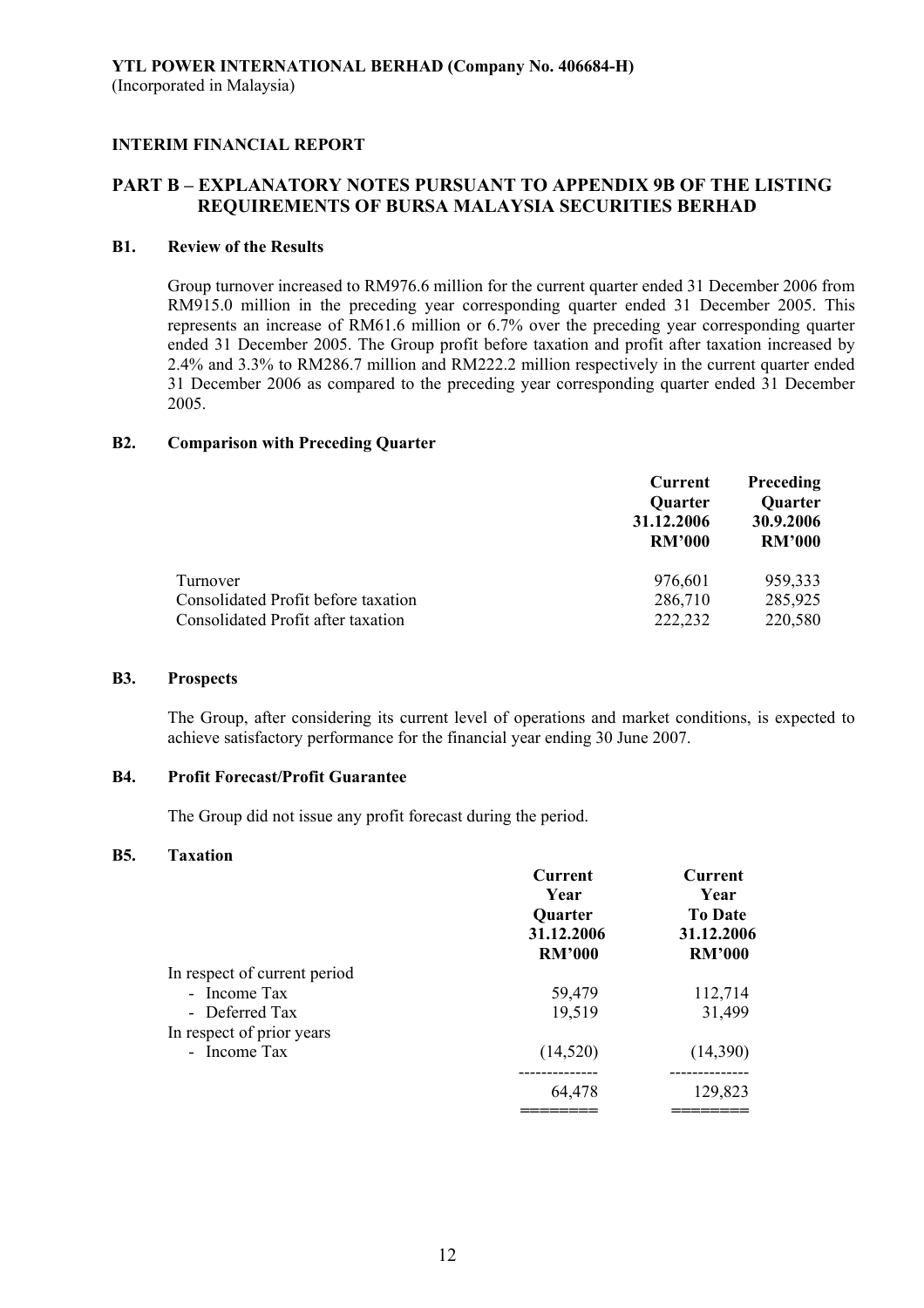**YTL POWER INTERNATIONAL BERHAD (Company No. 406684-H)**
(Incorporated in Malaysia)

**INTERIM FINANCIAL REPORT**

## PART B – EXPLANATORY NOTES PURSUANT TO APPENDIX 9B OF THE LISTING REQUIREMENTS OF BURSA MALAYSIA SECURITIES BERHAD

### B1. Review of the Results

Group turnover increased to RM976.6 million for the current quarter ended 31 December 2006 from RM915.0 million in the preceding year corresponding quarter ended 31 December 2005. This represents an increase of RM61.6 million or 6.7% over the preceding year corresponding quarter ended 31 December 2005. The Group profit before taxation and profit after taxation increased by 2.4% and 3.3% to RM286.7 million and RM222.2 million respectively in the current quarter ended 31 December 2006 as compared to the preceding year corresponding quarter ended 31 December 2005.

### B2. Comparison with Preceding Quarter

| | Current Quarter 31.12.2006 RM'000 | Preceding Quarter 30.9.2006 RM'000 |
|---|---|---|
| Turnover | 976,601 | 959,333 |
| Consolidated Profit before taxation | 286,710 | 285,925 |
| Consolidated Profit after taxation | 222,232 | 220,580 |

### B3. Prospects

The Group, after considering its current level of operations and market conditions, is expected to achieve satisfactory performance for the financial year ending 30 June 2007.

### B4. Profit Forecast/Profit Guarantee

The Group did not issue any profit forecast during the period.

### B5. Taxation

| | Current Year Quarter 31.12.2006 RM'000 | Current Year To Date 31.12.2006 RM'000 |
|---|---|---|
| In respect of current period | | |
| - Income Tax | 59,479 | 112,714 |
| - Deferred Tax | 19,519 | 31,499 |
| In respect of prior years | | |
| - Income Tax | (14,520) | (14,390) |
| | 64,478 | 129,823 |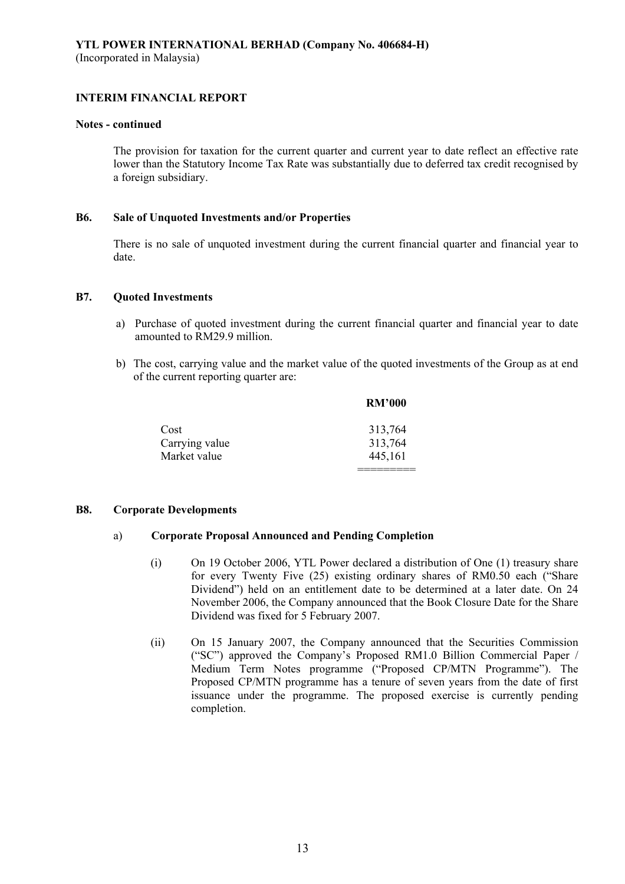**Notes - continued**

The provision for taxation for the current quarter and current year to date reflect an effective rate lower than the Statutory Income Tax Rate was substantially due to deferred tax credit recognised by a foreign subsidiary.

**B6. Sale of Unquoted Investments and/or Properties**

There is no sale of unquoted investment during the current financial quarter and financial year to date.

**B7. Quoted Investments**

a) Purchase of quoted investment during the current financial quarter and financial year to date amounted to RM29.9 million.

b) The cost, carrying value and the market value of the quoted investments of the Group as at end of the current reporting quarter are:

| | RM'000 |
|---|---|
| Cost | 313,764 |
| Carrying value | 313,764 |
| Market value | 445,161 |

**B8. Corporate Developments**

a) **Corporate Proposal Announced and Pending Completion**

(i) On 19 October 2006, YTL Power declared a distribution of One (1) treasury share for every Twenty Five (25) existing ordinary shares of RM0.50 each ("Share Dividend") held on an entitlement date to be determined at a later date. On 24 November 2006, the Company announced that the Book Closure Date for the Share Dividend was fixed for 5 February 2007.

(ii) On 15 January 2007, the Company announced that the Securities Commission ("SC") approved the Company's Proposed RM1.0 Billion Commercial Paper / Medium Term Notes programme ("Proposed CP/MTN Programme"). The Proposed CP/MTN programme has a tenure of seven years from the date of first issuance under the programme. The proposed exercise is currently pending completion.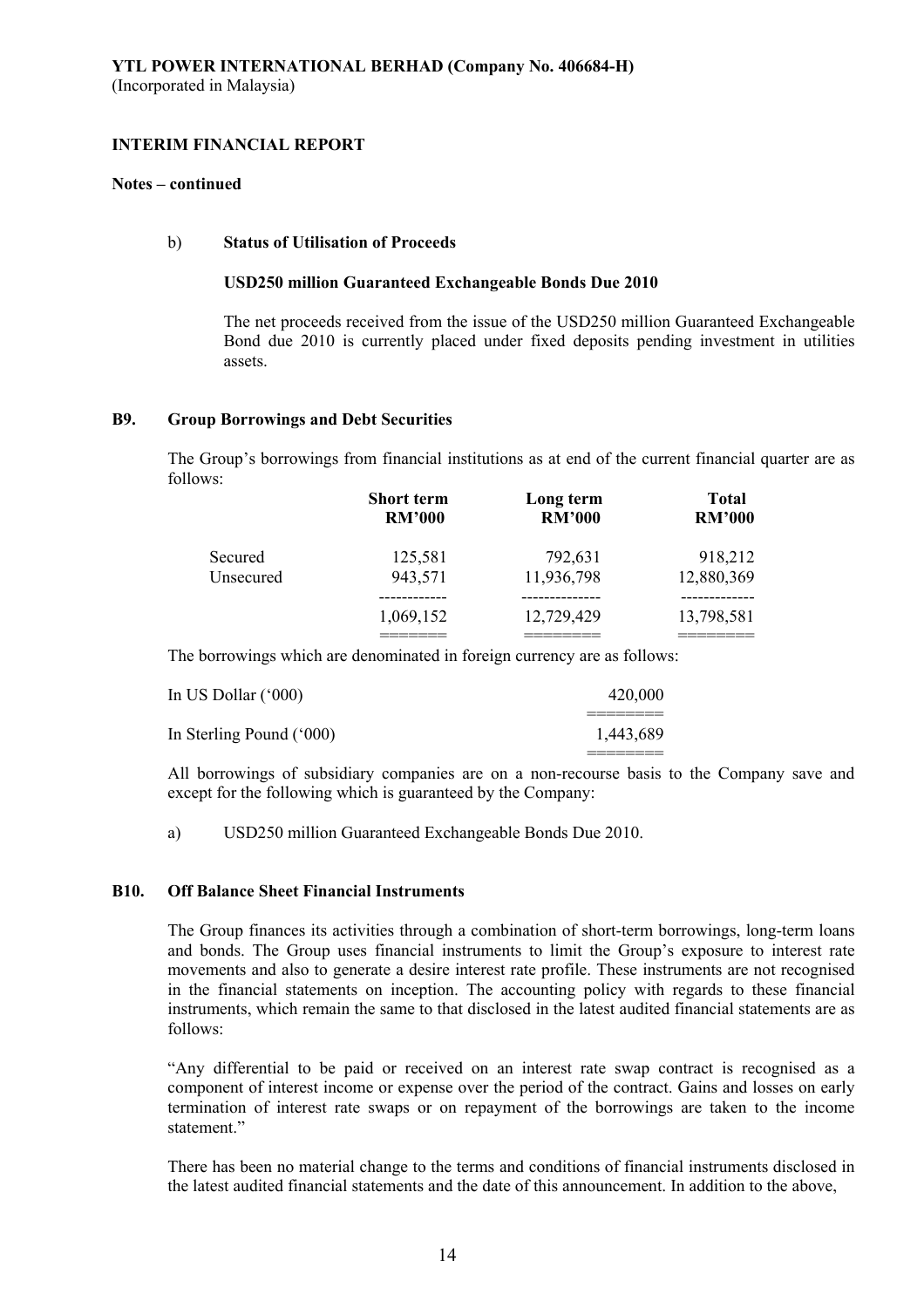**YTL POWER INTERNATIONAL BERHAD (Company No. 406684-H)**
(Incorporated in Malaysia)

**INTERIM FINANCIAL REPORT**

**Notes – continued**

b) **Status of Utilisation of Proceeds**

**USD250 million Guaranteed Exchangeable Bonds Due 2010**

The net proceeds received from the issue of the USD250 million Guaranteed Exchangeable Bond due 2010 is currently placed under fixed deposits pending investment in utilities assets.

## B9. Group Borrowings and Debt Securities

The Group's borrowings from financial institutions as at end of the current financial quarter are as follows:

| | Short term RM'000 | Long term RM'000 | Total RM'000 |
|---|---|---|---|
| Secured | 125,581 | 792,631 | 918,212 |
| Unsecured | 943,571 | 11,936,798 | 12,880,369 |
| | 1,069,152 | 12,729,429 | 13,798,581 |

The borrowings which are denominated in foreign currency are as follows:

| | |
|---|---|
| In US Dollar ('000) | 420,000 |
| In Sterling Pound ('000) | 1,443,689 |

All borrowings of subsidiary companies are on a non-recourse basis to the Company save and except for the following which is guaranteed by the Company:

a) USD250 million Guaranteed Exchangeable Bonds Due 2010.

## B10. Off Balance Sheet Financial Instruments

The Group finances its activities through a combination of short-term borrowings, long-term loans and bonds. The Group uses financial instruments to limit the Group's exposure to interest rate movements and also to generate a desire interest rate profile. These instruments are not recognised in the financial statements on inception. The accounting policy with regards to these financial instruments, which remain the same to that disclosed in the latest audited financial statements are as follows:

"Any differential to be paid or received on an interest rate swap contract is recognised as a component of interest income or expense over the period of the contract. Gains and losses on early termination of interest rate swaps or on repayment of the borrowings are taken to the income statement."

There has been no material change to the terms and conditions of financial instruments disclosed in the latest audited financial statements and the date of this announcement. In addition to the above,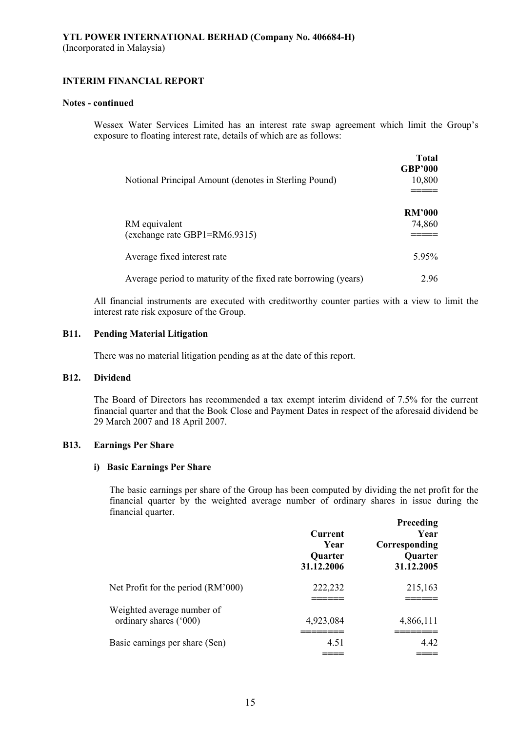**YTL POWER INTERNATIONAL BERHAD (Company No. 406684-H)**
(Incorporated in Malaysia)

**INTERIM FINANCIAL REPORT**

**Notes - continued**

Wessex Water Services Limited has an interest rate swap agreement which limit the Group's exposure to floating interest rate, details of which are as follows:

| | Total GBP'000 |
|---|---|
| Notional Principal Amount (denotes in Sterling Pound) | 10,800 |
| | **RM'000** |
| RM equivalent (exchange rate GBP1=RM6.9315) | 74,860 |
| Average fixed interest rate | 5.95% |
| Average period to maturity of the fixed rate borrowing (years) | 2.96 |

All financial instruments are executed with creditworthy counter parties with a view to limit the interest rate risk exposure of the Group.

## B11. Pending Material Litigation

There was no material litigation pending as at the date of this report.

## B12. Dividend

The Board of Directors has recommended a tax exempt interim dividend of 7.5% for the current financial quarter and that the Book Close and Payment Dates in respect of the aforesaid dividend be 29 March 2007 and 18 April 2007.

## B13. Earnings Per Share

### i) Basic Earnings Per Share

The basic earnings per share of the Group has been computed by dividing the net profit for the financial quarter by the weighted average number of ordinary shares in issue during the financial quarter.

| | Current Year Quarter 31.12.2006 | Preceding Year Corresponding Quarter 31.12.2005 |
|---|---|---|
| Net Profit for the period (RM'000) | 222,232 | 215,163 |
| Weighted average number of ordinary shares ('000) | 4,923,084 | 4,866,111 |
| Basic earnings per share (Sen) | 4.51 | 4.42 |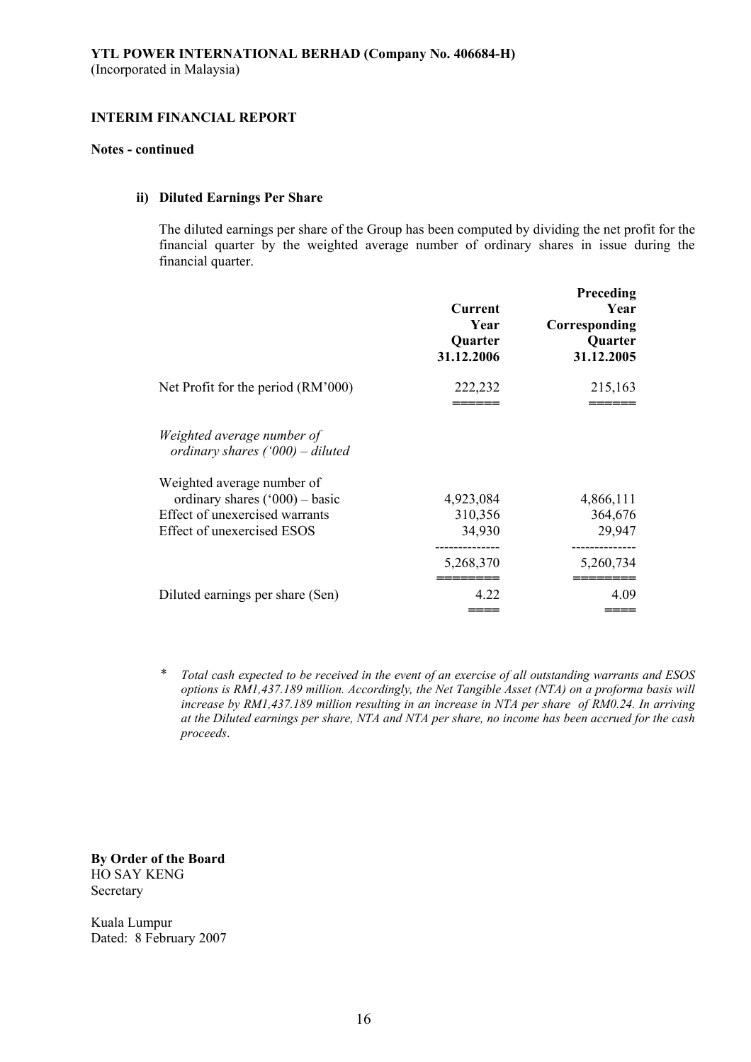**YTL POWER INTERNATIONAL BERHAD (Company No. 406684-H)**
(Incorporated in Malaysia)

**INTERIM FINANCIAL REPORT**

**Notes - continued**

**ii) Diluted Earnings Per Share**

The diluted earnings per share of the Group has been computed by dividing the net profit for the financial quarter by the weighted average number of ordinary shares in issue during the financial quarter.

| | Current Year Quarter 31.12.2006 | Preceding Year Corresponding Quarter 31.12.2005 |
|---|---|---|
| Net Profit for the period (RM'000) | 222,232 | 215,163 |
| *Weighted average number of ordinary shares ('000) – diluted* | | |
| Weighted average number of ordinary shares ('000) – basic | 4,923,084 | 4,866,111 |
| Effect of unexercised warrants | 310,356 | 364,676 |
| Effect of unexercised ESOS | 34,930 | 29,947 |
| | 5,268,370 | 5,260,734 |
| Diluted earnings per share (Sen) | 4.22 | 4.09 |

\* *Total cash expected to be received in the event of an exercise of all outstanding warrants and ESOS options is RM1,437.189 million. Accordingly, the Net Tangible Asset (NTA) on a proforma basis will increase by RM1,437.189 million resulting in an increase in NTA per share of RM0.24. In arriving at the Diluted earnings per share, NTA and NTA per share, no income has been accrued for the cash proceeds.*

**By Order of the Board**
HO SAY KENG
Secretary

Kuala Lumpur
Dated: 8 February 2007